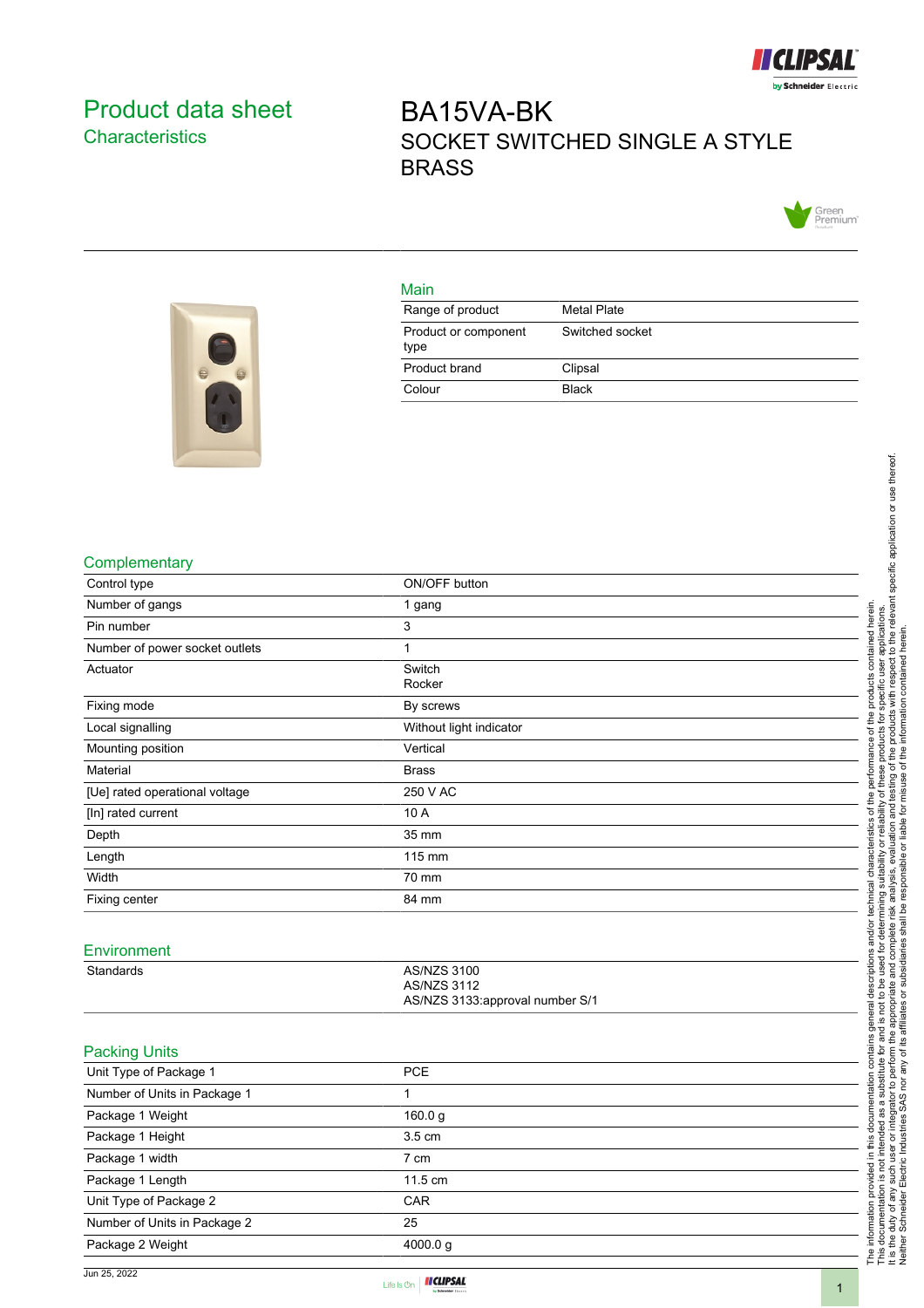# Product data sheet
## Characteristics

# BA15VA-BK
SOCKET SWITCHED SINGLE A STYLE BRASS

### Main

| | |
|---|---|
| Range of product | Metal Plate |
| Product or component type | Switched socket |
| Product brand | Clipsal |
| Colour | Black |

### Complementary

| | |
|---|---|
| Control type | ON/OFF button |
| Number of gangs | 1 gang |
| Pin number | 3 |
| Number of power socket outlets | 1 |
| Actuator | Switch<br>Rocker |
| Fixing mode | By screws |
| Local signalling | Without light indicator |
| Mounting position | Vertical |
| Material | Brass |
| [Ue] rated operational voltage | 250 V AC |
| [In] rated current | 10 A |
| Depth | 35 mm |
| Length | 115 mm |
| Width | 70 mm |
| Fixing center | 84 mm |

### Environment

| | |
|---|---|
| Standards | AS/NZS 3100<br>AS/NZS 3112<br>AS/NZS 3133:approval number S/1 |

### Packing Units

| | |
|---|---|
| Unit Type of Package 1 | PCE |
| Number of Units in Package 1 | 1 |
| Package 1 Weight | 160.0 g |
| Package 1 Height | 3.5 cm |
| Package 1 width | 7 cm |
| Package 1 Length | 11.5 cm |
| Unit Type of Package 2 | CAR |
| Number of Units in Package 2 | 25 |
| Package 2 Weight | 4000.0 g |

The information provided in this documentation contains general descriptions and/or technical characteristics of the performance of the products contained herein. This documentation is not intended as a substitute for and is not to be used for determining suitability or reliability of these products for specific user applications. It is the duty of any such user or integrator to perform the appropriate and complete risk analysis, evaluation and testing of the products with respect to the relevant specific application or use thereof. Neither Schneider Electric Industries SAS nor any of its affiliates or subsidiaries shall be responsible or liable for misuse of the information contained herein.

Jun 25, 2022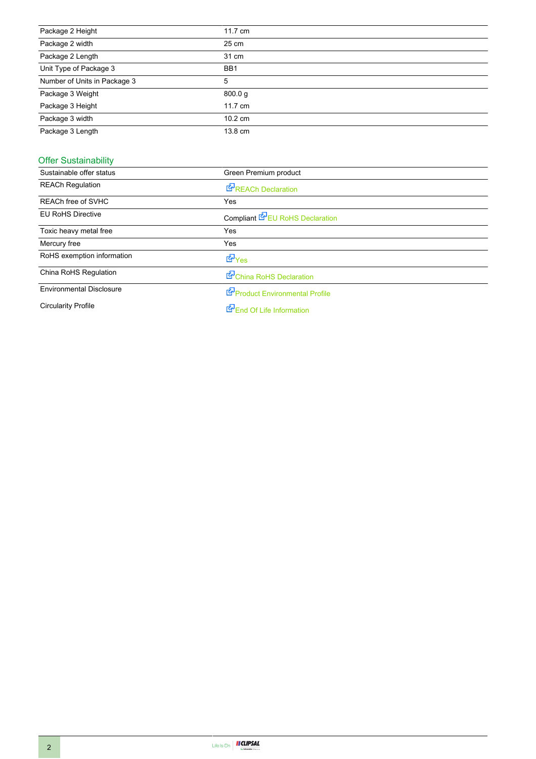| | |
|---|---|
| Package 2 Height | 11.7 cm |
| Package 2 width | 25 cm |
| Package 2 Length | 31 cm |
| Unit Type of Package 3 | BB1 |
| Number of Units in Package 3 | 5 |
| Package 3 Weight | 800.0 g |
| Package 3 Height | 11.7 cm |
| Package 3 width | 10.2 cm |
| Package 3 Length | 13.8 cm |

## Offer Sustainability

| | |
|---|---|
| Sustainable offer status | Green Premium product |
| REACh Regulation | REACh Declaration |
| REACh free of SVHC | Yes |
| EU RoHS Directive | Compliant EU RoHS Declaration |
| Toxic heavy metal free | Yes |
| Mercury free | Yes |
| RoHS exemption information | Yes |
| China RoHS Regulation | China RoHS Declaration |
| Environmental Disclosure | Product Environmental Profile |
| Circularity Profile | End Of Life Information |